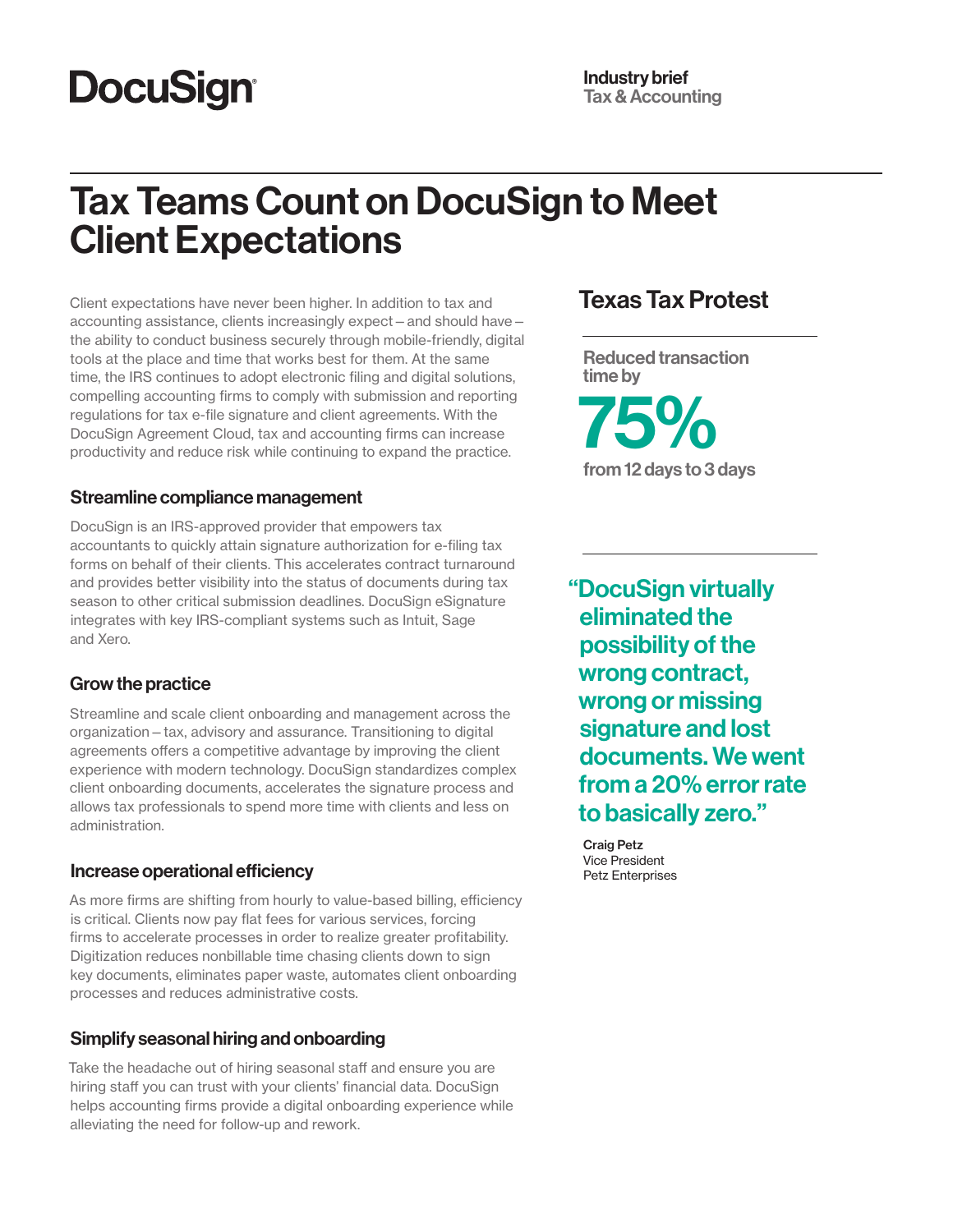DocuSign

**Industry brief**
**Tax & Accounting**

# Tax Teams Count on DocuSign to Meet Client Expectations

Client expectations have never been higher. In addition to tax and accounting assistance, clients increasingly expect – and should have – the ability to conduct business securely through mobile-friendly, digital tools at the place and time that works best for them. At the same time, the IRS continues to adopt electronic filing and digital solutions, compelling accounting firms to comply with submission and reporting regulations for tax e-file signature and client agreements. With the DocuSign Agreement Cloud, tax and accounting firms can increase productivity and reduce risk while continuing to expand the practice.

### Streamline compliance management

DocuSign is an IRS-approved provider that empowers tax accountants to quickly attain signature authorization for e-filing tax forms on behalf of their clients. This accelerates contract turnaround and provides better visibility into the status of documents during tax season to other critical submission deadlines. DocuSign eSignature integrates with key IRS-compliant systems such as Intuit, Sage and Xero.

### Grow the practice

Streamline and scale client onboarding and management across the organization – tax, advisory and assurance. Transitioning to digital agreements offers a competitive advantage by improving the client experience with modern technology. DocuSign standardizes complex client onboarding documents, accelerates the signature process and allows tax professionals to spend more time with clients and less on administration.

### Increase operational efficiency

As more firms are shifting from hourly to value-based billing, efficiency is critical. Clients now pay flat fees for various services, forcing firms to accelerate processes in order to realize greater profitability. Digitization reduces nonbillable time chasing clients down to sign key documents, eliminates paper waste, automates client onboarding processes and reduces administrative costs.

### Simplify seasonal hiring and onboarding

Take the headache out of hiring seasonal staff and ensure you are hiring staff you can trust with your clients' financial data. DocuSign helps accounting firms provide a digital onboarding experience while alleviating the need for follow-up and rework.

## Texas Tax Protest

Reduced transaction time by

**75%**

from 12 days to 3 days

> **"DocuSign virtually eliminated the possibility of the wrong contract, wrong or missing signature and lost documents. We went from a 20% error rate to basically zero."**

**Craig Petz**
Vice President
Petz Enterprises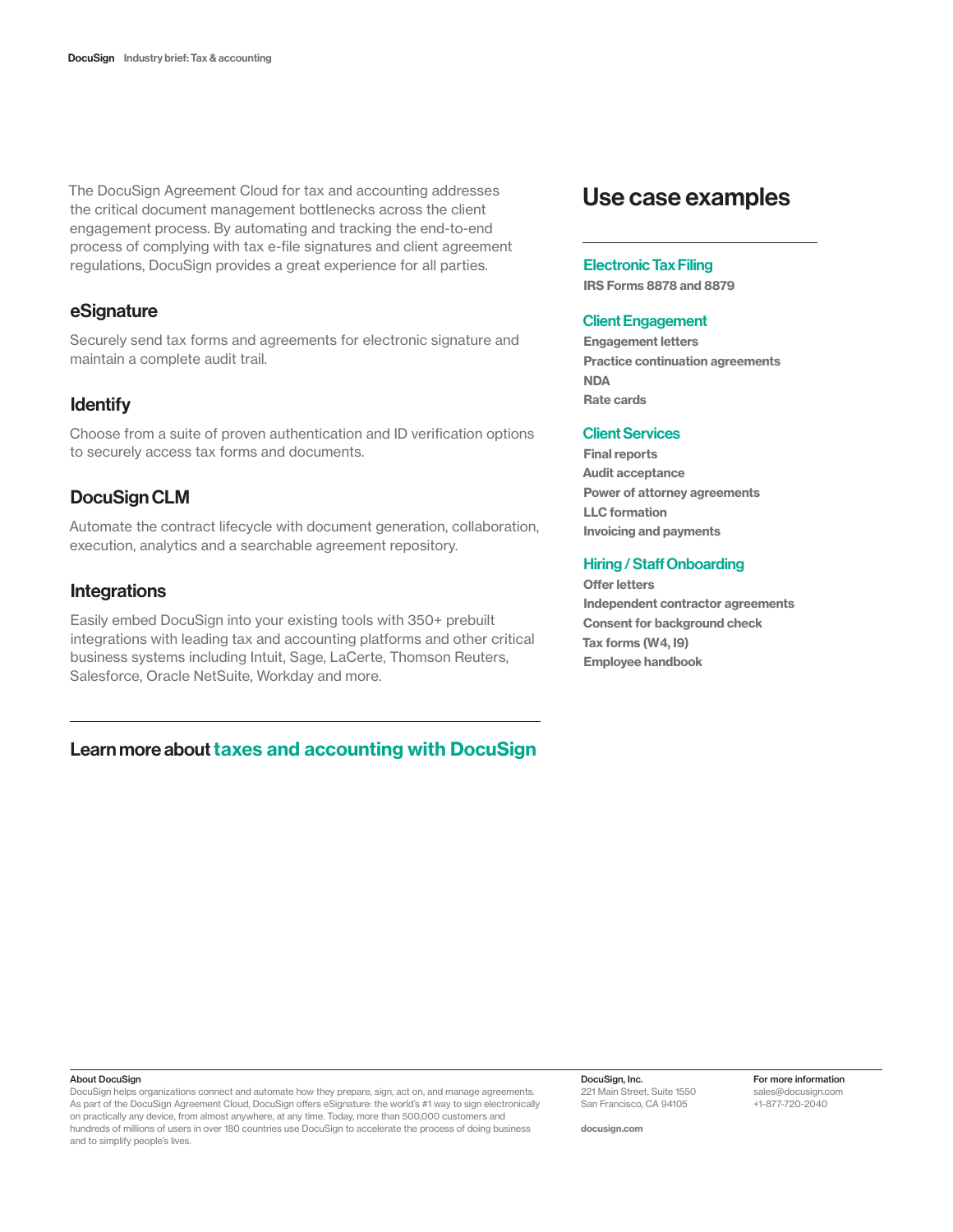The DocuSign Agreement Cloud for tax and accounting addresses the critical document management bottlenecks across the client engagement process. By automating and tracking the end-to-end process of complying with tax e-file signatures and client agreement regulations, DocuSign provides a great experience for all parties.

### eSignature

Securely send tax forms and agreements for electronic signature and maintain a complete audit trail.

### Identify

Choose from a suite of proven authentication and ID verification options to securely access tax forms and documents.

### DocuSign CLM

Automate the contract lifecycle with document generation, collaboration, execution, analytics and a searchable agreement repository.

### Integrations

Easily embed DocuSign into your existing tools with 350+ prebuilt integrations with leading tax and accounting platforms and other critical business systems including Intuit, Sage, LaCerte, Thomson Reuters, Salesforce, Oracle NetSuite, Workday and more.

---

### Learn more about taxes and accounting with DocuSign

## Use case examples

---

### Electronic Tax Filing

**IRS Forms 8878 and 8879**

### Client Engagement

**Engagement letters**
**Practice continuation agreements**
**NDA**
**Rate cards**

### Client Services

**Final reports**
**Audit acceptance**
**Power of attorney agreements**
**LLC formation**
**Invoicing and payments**

### Hiring / Staff Onboarding

**Offer letters**
**Independent contractor agreements**
**Consent for background check**
**Tax forms (W4, I9)**
**Employee handbook**

---

**About DocuSign**
DocuSign helps organizations connect and automate how they prepare, sign, act on, and manage agreements. As part of the DocuSign Agreement Cloud, DocuSign offers eSignature: the world's #1 way to sign electronically on practically any device, from almost anywhere, at any time. Today, more than 500,000 customers and hundreds of millions of users in over 180 countries use DocuSign to accelerate the process of doing business and to simplify people's lives.

**DocuSign, Inc.**
221 Main Street, Suite 1550
San Francisco, CA 94105

**docusign.com**

**For more information**
sales@docusign.com
+1-877-720-2040